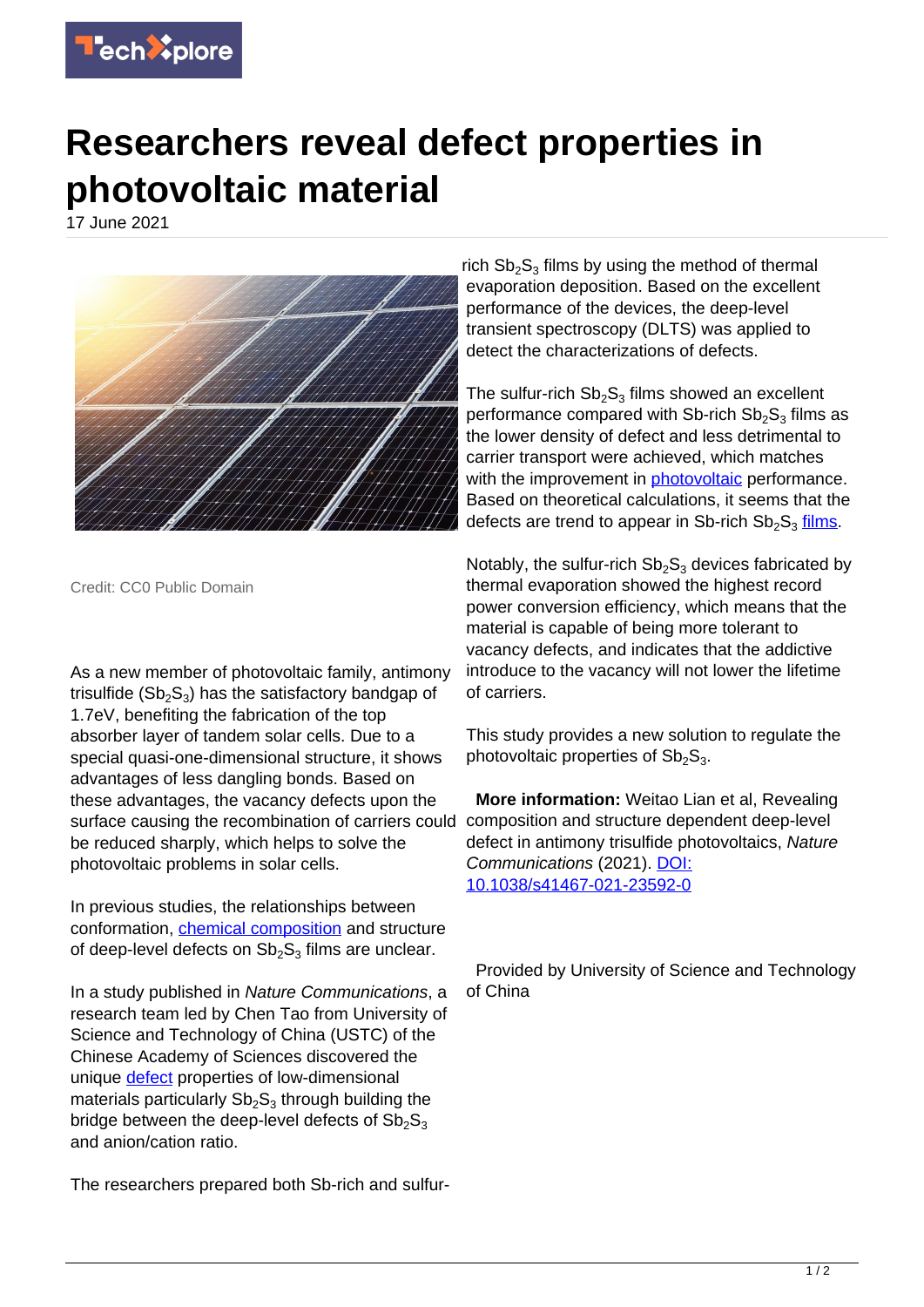# Researchers reveal defect properties in photovoltaic material

17 June 2021

Credit: CC0 Public Domain

As a new member of photovoltaic family, antimony trisulfide ($Sb_2S_3$) has the satisfactory bandgap of 1.7eV, benefiting the fabrication of the top absorber layer of tandem solar cells. Due to a special quasi-one-dimensional structure, it shows advantages of less dangling bonds. Based on these advantages, the vacancy defects upon the surface causing the recombination of carriers could be reduced sharply, which helps to solve the photovoltaic problems in solar cells.

In previous studies, the relationships between conformation, chemical composition and structure of deep-level defects on $Sb_2S_3$ films are unclear.

In a study published in *Nature Communications*, a research team led by Chen Tao from University of Science and Technology of China (USTC) of the Chinese Academy of Sciences discovered the unique defect properties of low-dimensional materials particularly $Sb_2S_3$ through building the bridge between the deep-level defects of $Sb_2S_3$ and anion/cation ratio.

The researchers prepared both Sb-rich and sulfur-rich $Sb_2S_3$ films by using the method of thermal evaporation deposition. Based on the excellent performance of the devices, the deep-level transient spectroscopy (DLTS) was applied to detect the characterizations of defects.

The sulfur-rich $Sb_2S_3$ films showed an excellent performance compared with Sb-rich $Sb_2S_3$ films as the lower density of defect and less detrimental to carrier transport were achieved, which matches with the improvement in photovoltaic performance. Based on theoretical calculations, it seems that the defects are trend to appear in Sb-rich $Sb_2S_3$ films.

Notably, the sulfur-rich $Sb_2S_3$ devices fabricated by thermal evaporation showed the highest record power conversion efficiency, which means that the material is capable of being more tolerant to vacancy defects, and indicates that the addictive introduce to the vacancy will not lower the lifetime of carriers.

This study provides a new solution to regulate the photovoltaic properties of $Sb_2S_3$.

**More information:** Weitao Lian et al, Revealing composition and structure dependent deep-level defect in antimony trisulfide photovoltaics, *Nature Communications* (2021). DOI: 10.1038/s41467-021-23592-0

Provided by University of Science and Technology of China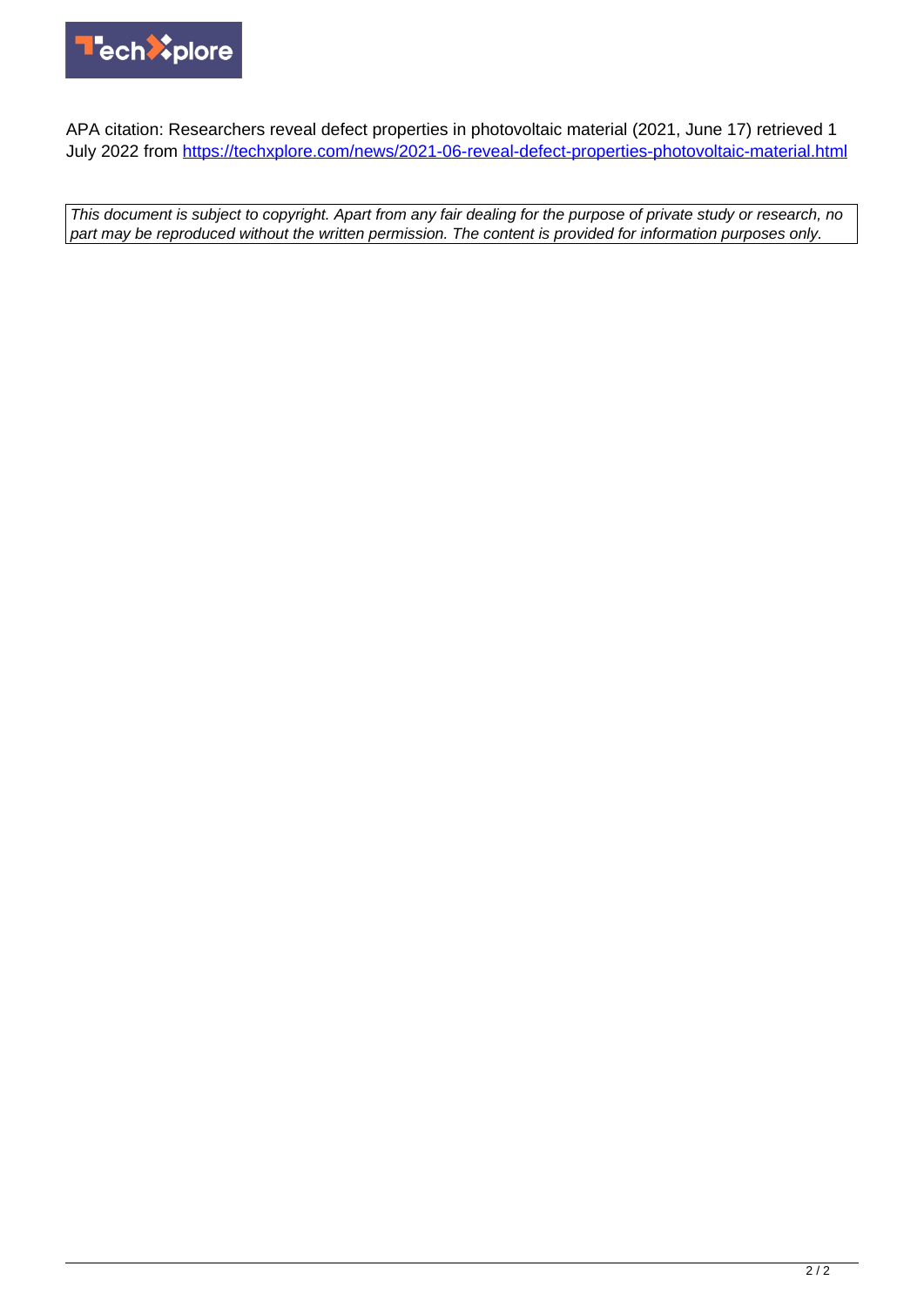APA citation: Researchers reveal defect properties in photovoltaic material (2021, June 17) retrieved 1 July 2022 from https://techxplore.com/news/2021-06-reveal-defect-properties-photovoltaic-material.html

*This document is subject to copyright. Apart from any fair dealing for the purpose of private study or research, no part may be reproduced without the written permission. The content is provided for information purposes only.*